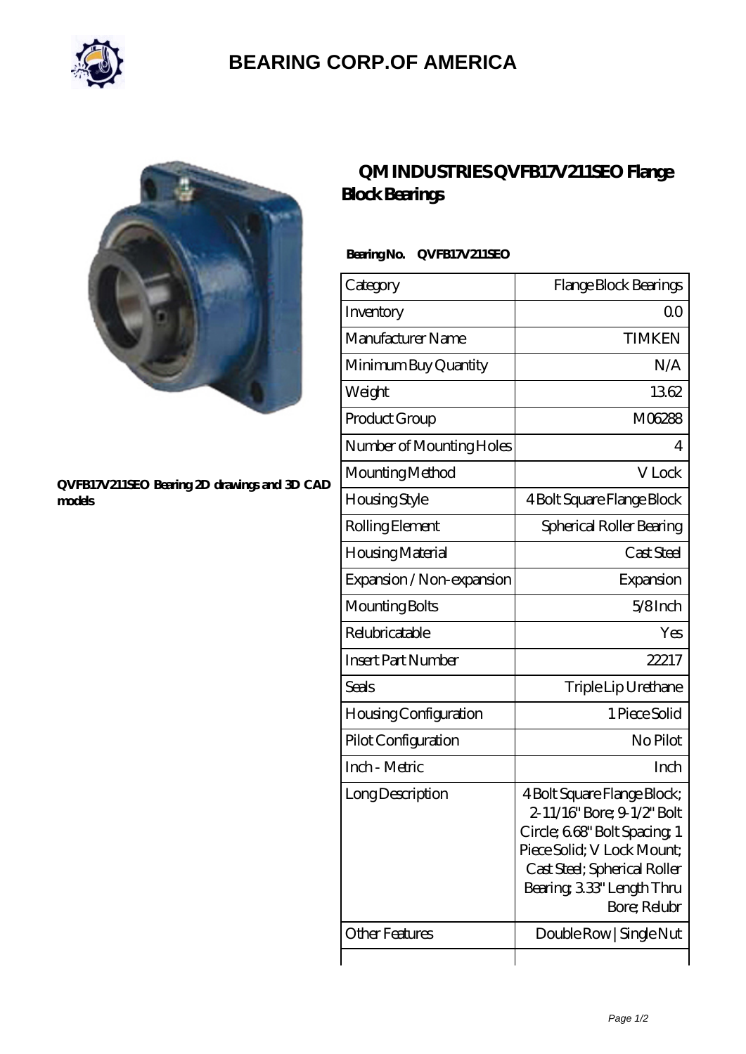# BEARING CORP.OF AMERICA

QVFB17V211SEO Bearing 2D drawings and 3D CAD models

## QM INDUSTRIES QVFB17V211SEO Flange Block Bearings

**Bearing No. QVFB17V211SEO**

| Category | Flange Block Bearings |
|---|---|
| Inventory | 0.0 |
| Manufacturer Name | TIMKEN |
| Minimum Buy Quantity | N/A |
| Weight | 13.62 |
| Product Group | M06288 |
| Number of Mounting Holes | 4 |
| Mounting Method | V Lock |
| Housing Style | 4 Bolt Square Flange Block |
| Rolling Element | Spherical Roller Bearing |
| Housing Material | Cast Steel |
| Expansion / Non-expansion | Expansion |
| Mounting Bolts | 5/8 Inch |
| Relubricatable | Yes |
| Insert Part Number | 22217 |
| Seals | Triple Lip Urethane |
| Housing Configuration | 1 Piece Solid |
| Pilot Configuration | No Pilot |
| Inch - Metric | Inch |
| Long Description | 4 Bolt Square Flange Block; 2-11/16" Bore; 9-1/2" Bolt Circle; 6.68" Bolt Spacing; 1 Piece Solid; V Lock Mount; Cast Steel; Spherical Roller Bearing; 3.33" Length Thru Bore; Relubr |
| Other Features | Double Row \| Single Nut |
| | |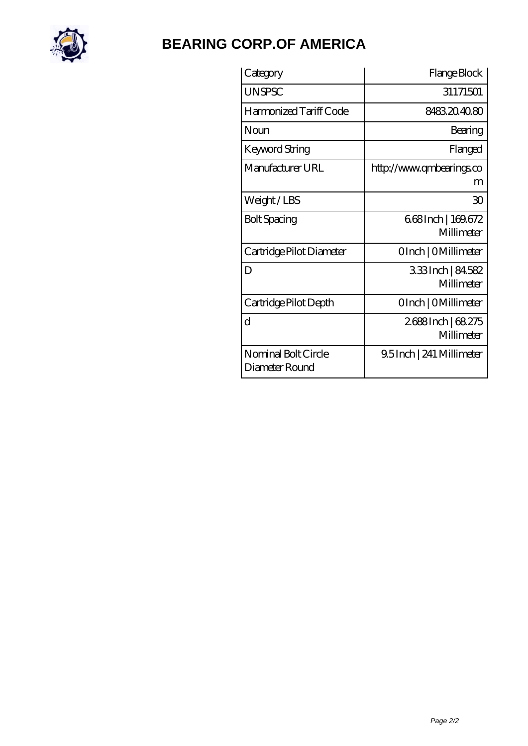# BEARING CORP.OF AMERICA

| | |
|---|---|
| Category | Flange Block |
| UNSPSC | 31171501 |
| Harmonized Tariff Code | 8483.20.40.80 |
| Noun | Bearing |
| Keyword String | Flanged |
| Manufacturer URL | http://www.qmbearings.com |
| Weight / LBS | 30 |
| Bolt Spacing | 6.68 Inch \| 169.672 Millimeter |
| Cartridge Pilot Diameter | 0 Inch \| 0 Millimeter |
| D | 3.33 Inch \| 84.582 Millimeter |
| Cartridge Pilot Depth | 0 Inch \| 0 Millimeter |
| d | 2.688 Inch \| 68.275 Millimeter |
| Nominal Bolt Circle Diameter Round | 9.5 Inch \| 241 Millimeter |